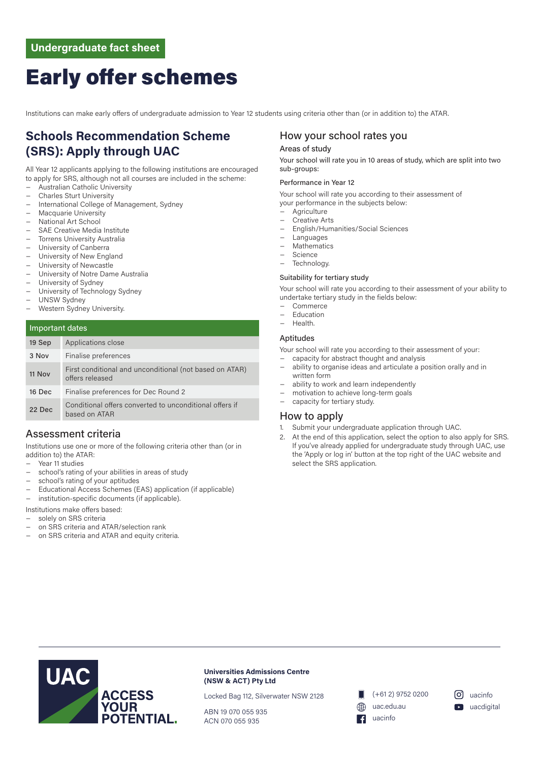Undergraduate fact sheet

# Early offer schemes

Institutions can make early offers of undergraduate admission to Year 12 students using criteria other than (or in addition to) the ATAR.

## Schools Recommendation Scheme (SRS): Apply through UAC

All Year 12 applicants applying to the following institutions are encouraged to apply for SRS, although not all courses are included in the scheme:

- Australian Catholic University
- Charles Sturt University
- International College of Management, Sydney
- Macquarie University
- National Art School
- SAE Creative Media Institute
- Torrens University Australia
- University of Canberra
- University of New England
- University of Newcastle
- University of Notre Dame Australia
- University of Sydney
- University of Technology Sydney
- UNSW Sydney
- Western Sydney University.

| Important dates | |
|---|---|
| 19 Sep | Applications close |
| 3 Nov | Finalise preferences |
| 11 Nov | First conditional and unconditional (not based on ATAR) offers released |
| 16 Dec | Finalise preferences for Dec Round 2 |
| 22 Dec | Conditional offers converted to unconditional offers if based on ATAR |

### Assessment criteria

Institutions use one or more of the following criteria other than (or in addition to) the ATAR:

- Year 11 studies
- school's rating of your abilities in areas of study
- school's rating of your aptitudes
- Educational Access Schemes (EAS) application (if applicable)
- institution-specific documents (if applicable).

Institutions make offers based:

- solely on SRS criteria
- on SRS criteria and ATAR/selection rank
- on SRS criteria and ATAR and equity criteria.

### How your school rates you

#### Areas of study

Your school will rate you in 10 areas of study, which are split into two sub-groups:

##### Performance in Year 12

Your school will rate you according to their assessment of your performance in the subjects below:

- Agriculture
- Creative Arts
- English/Humanities/Social Sciences
- Languages
- Mathematics
- Science
- Technology.

##### Suitability for tertiary study

Your school will rate you according to their assessment of your ability to undertake tertiary study in the fields below:

- Commerce
- Education
- Health.

#### Aptitudes

Your school will rate you according to their assessment of your:

- capacity for abstract thought and analysis
- ability to organise ideas and articulate a position orally and in written form
- ability to work and learn independently
- motivation to achieve long-term goals
- capacity for tertiary study.

### How to apply

1. Submit your undergraduate application through UAC.
2. At the end of this application, select the option to also apply for SRS. If you've already applied for undergraduate study through UAC, use the 'Apply or log in' button at the top right of the UAC website and select the SRS application.

UAC ACCESS YOUR POTENTIAL.

**Universities Admissions Centre (NSW & ACT) Pty Ltd**

Locked Bag 112, Silverwater NSW 2128

ABN 19 070 055 935
ACN 070 055 935

(+61 2) 9752 0200
uac.edu.au
uacinfo
uacinfo
uacdigital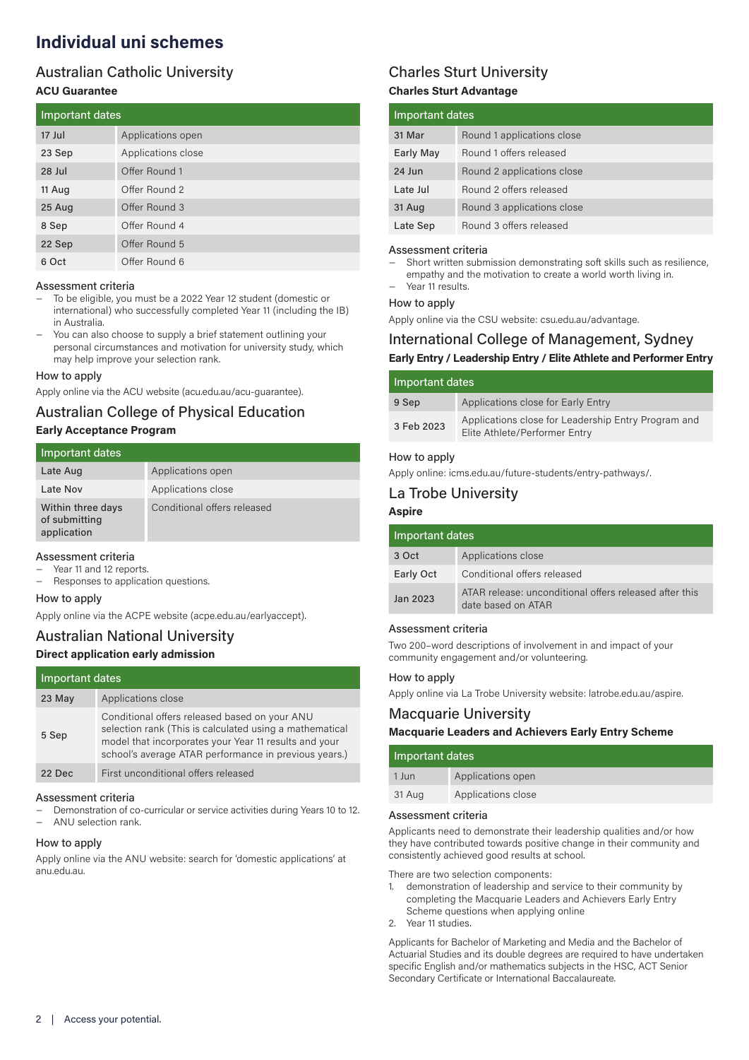# Individual uni schemes

## Australian Catholic University

**ACU Guarantee**

| Important dates | |
|---|---|
| 17 Jul | Applications open |
| 23 Sep | Applications close |
| 28 Jul | Offer Round 1 |
| 11 Aug | Offer Round 2 |
| 25 Aug | Offer Round 3 |
| 8 Sep | Offer Round 4 |
| 22 Sep | Offer Round 5 |
| 6 Oct | Offer Round 6 |

### Assessment criteria

- To be eligible, you must be a 2022 Year 12 student (domestic or international) who successfully completed Year 11 (including the IB) in Australia.
- You can also choose to supply a brief statement outlining your personal circumstances and motivation for university study, which may help improve your selection rank.

### How to apply

Apply online via the ACU website (acu.edu.au/acu-guarantee).

## Australian College of Physical Education

**Early Acceptance Program**

| Important dates | |
|---|---|
| Late Aug | Applications open |
| Late Nov | Applications close |
| Within three days of submitting application | Conditional offers released |

### Assessment criteria

- Year 11 and 12 reports.
- Responses to application questions.

### How to apply

Apply online via the ACPE website (acpe.edu.au/earlyaccept).

## Australian National University

**Direct application early admission**

| Important dates | |
|---|---|
| 23 May | Applications close |
| 5 Sep | Conditional offers released based on your ANU selection rank (This is calculated using a mathematical model that incorporates your Year 11 results and your school's average ATAR performance in previous years.) |
| 22 Dec | First unconditional offers released |

### Assessment criteria

- Demonstration of co-curricular or service activities during Years 10 to 12.
- ANU selection rank.

### How to apply

Apply online via the ANU website: search for 'domestic applications' at anu.edu.au.

## Charles Sturt University

**Charles Sturt Advantage**

| Important dates | |
|---|---|
| 31 Mar | Round 1 applications close |
| Early May | Round 1 offers released |
| 24 Jun | Round 2 applications close |
| Late Jul | Round 2 offers released |
| 31 Aug | Round 3 applications close |
| Late Sep | Round 3 offers released |

### Assessment criteria

- Short written submission demonstrating soft skills such as resilience, empathy and the motivation to create a world worth living in.
- Year 11 results.

### How to apply

Apply online via the CSU website: csu.edu.au/advantage.

## International College of Management, Sydney

**Early Entry / Leadership Entry / Elite Athlete and Performer Entry**

| Important dates | |
|---|---|
| 9 Sep | Applications close for Early Entry |
| 3 Feb 2023 | Applications close for Leadership Entry Program and Elite Athlete/Performer Entry |

### How to apply

Apply online: icms.edu.au/future-students/entry-pathways/.

## La Trobe University

**Aspire**

| Important dates | |
|---|---|
| 3 Oct | Applications close |
| Early Oct | Conditional offers released |
| Jan 2023 | ATAR release: unconditional offers released after this date based on ATAR |

### Assessment criteria

Two 200–word descriptions of involvement in and impact of your community engagement and/or volunteering.

### How to apply

Apply online via La Trobe University website: latrobe.edu.au/aspire.

## Macquarie University

**Macquarie Leaders and Achievers Early Entry Scheme**

| Important dates | |
|---|---|
| 1 Jun | Applications open |
| 31 Aug | Applications close |

### Assessment criteria

Applicants need to demonstrate their leadership qualities and/or how they have contributed towards positive change in their community and consistently achieved good results at school.

There are two selection components:

1. demonstration of leadership and service to their community by completing the Macquarie Leaders and Achievers Early Entry Scheme questions when applying online
2. Year 11 studies.

Applicants for Bachelor of Marketing and Media and the Bachelor of Actuarial Studies and its double degrees are required to have undertaken specific English and/or mathematics subjects in the HSC, ACT Senior Secondary Certificate or International Baccalaureate.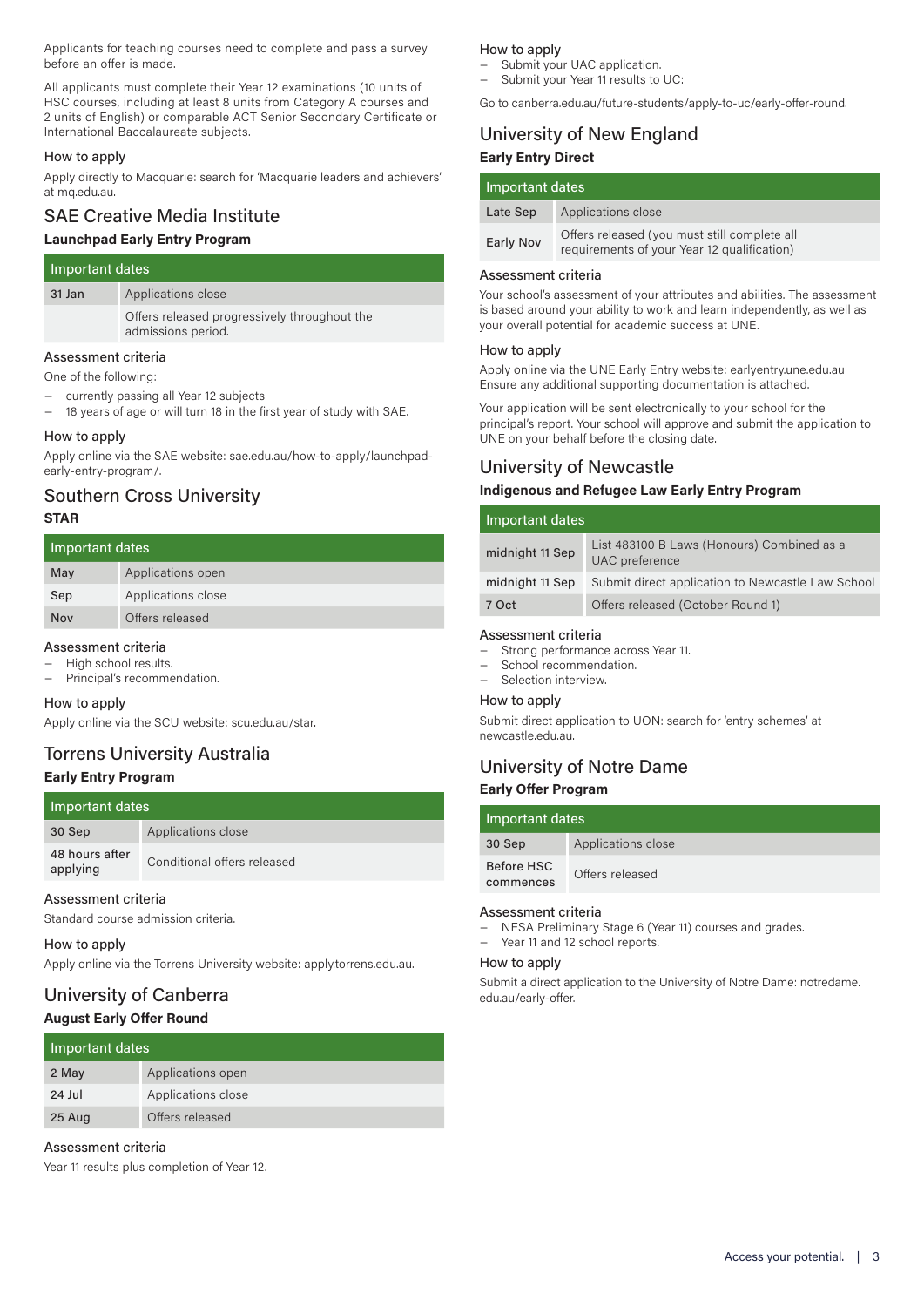Applicants for teaching courses need to complete and pass a survey before an offer is made.

All applicants must complete their Year 12 examinations (10 units of HSC courses, including at least 8 units from Category A courses and 2 units of English) or comparable ACT Senior Secondary Certificate or International Baccalaureate subjects.

### How to apply

Apply directly to Macquarie: search for 'Macquarie leaders and achievers' at mq.edu.au.

## SAE Creative Media Institute

**Launchpad Early Entry Program**

| Important dates | |
|---|---|
| 31 Jan | Applications close |
| | Offers released progressively throughout the admissions period. |

### Assessment criteria

One of the following:

- currently passing all Year 12 subjects
- 18 years of age or will turn 18 in the first year of study with SAE.

### How to apply

Apply online via the SAE website: sae.edu.au/how-to-apply/launchpad-early-entry-program/.

## Southern Cross University

**STAR**

| Important dates | |
|---|---|
| May | Applications open |
| Sep | Applications close |
| Nov | Offers released |

### Assessment criteria

- High school results.
- Principal's recommendation.

### How to apply

Apply online via the SCU website: scu.edu.au/star.

## Torrens University Australia

**Early Entry Program**

| Important dates | |
|---|---|
| 30 Sep | Applications close |
| 48 hours after applying | Conditional offers released |

### Assessment criteria

Standard course admission criteria.

### How to apply

Apply online via the Torrens University website: apply.torrens.edu.au.

## University of Canberra

**August Early Offer Round**

| Important dates | |
|---|---|
| 2 May | Applications open |
| 24 Jul | Applications close |
| 25 Aug | Offers released |

### Assessment criteria

Year 11 results plus completion of Year 12.

### How to apply

- Submit your UAC application.
- Submit your Year 11 results to UC:

Go to canberra.edu.au/future-students/apply-to-uc/early-offer-round.

## University of New England

**Early Entry Direct**

| Important dates | |
|---|---|
| Late Sep | Applications close |
| Early Nov | Offers released (you must still complete all requirements of your Year 12 qualification) |

### Assessment criteria

Your school's assessment of your attributes and abilities. The assessment is based around your ability to work and learn independently, as well as your overall potential for academic success at UNE.

### How to apply

Apply online via the UNE Early Entry website: earlyentry.une.edu.au Ensure any additional supporting documentation is attached.

Your application will be sent electronically to your school for the principal's report. Your school will approve and submit the application to UNE on your behalf before the closing date.

## University of Newcastle

**Indigenous and Refugee Law Early Entry Program**

| Important dates | |
|---|---|
| midnight 11 Sep | List 483100 B Laws (Honours) Combined as a UAC preference |
| midnight 11 Sep | Submit direct application to Newcastle Law School |
| 7 Oct | Offers released (October Round 1) |

### Assessment criteria

- Strong performance across Year 11.
- School recommendation.
- Selection interview.

### How to apply

Submit direct application to UON: search for 'entry schemes' at newcastle.edu.au.

## University of Notre Dame

**Early Offer Program**

| Important dates | |
|---|---|
| 30 Sep | Applications close |
| Before HSC commences | Offers released |

### Assessment criteria

- NESA Preliminary Stage 6 (Year 11) courses and grades.
- Year 11 and 12 school reports.

### How to apply

Submit a direct application to the University of Notre Dame: notredame.edu.au/early-offer.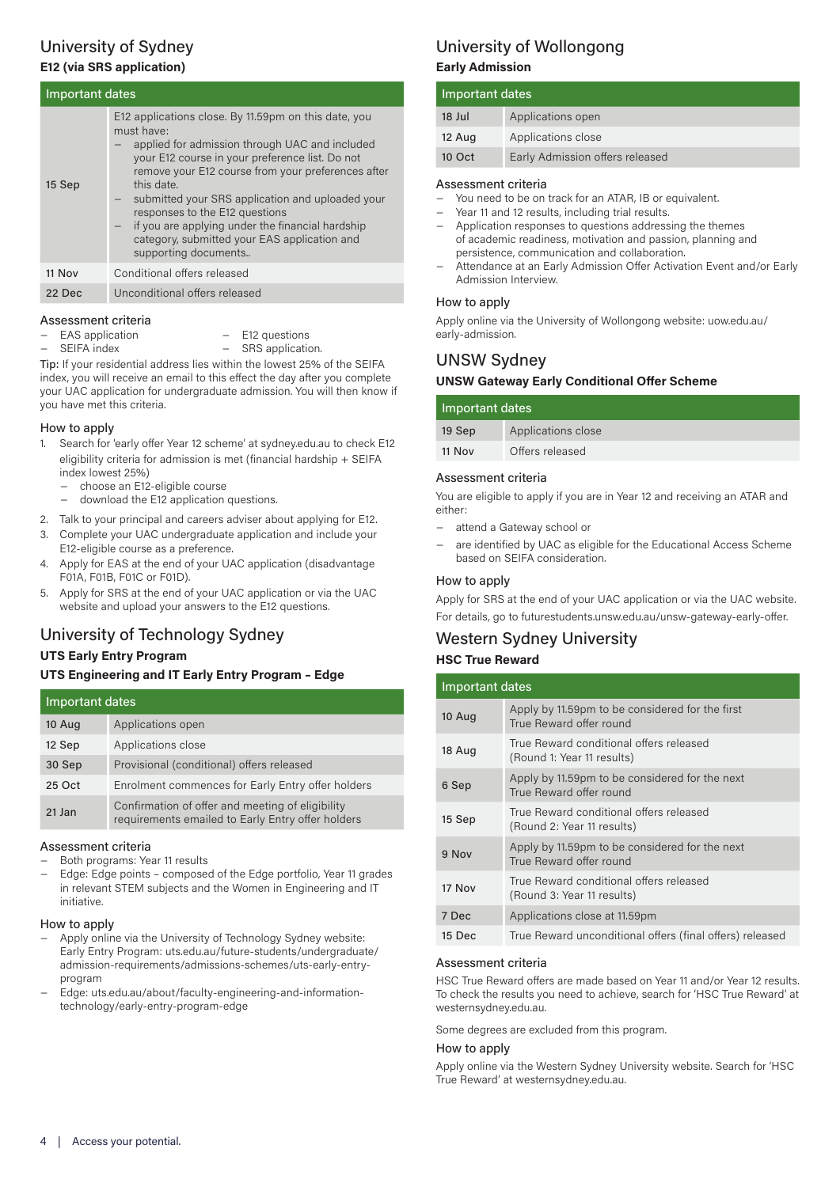## University of Sydney

### E12 (via SRS application)

| Important dates | |
|---|---|
| 15 Sep | E12 applications close. By 11.59pm on this date, you must have: – applied for admission through UAC and included your E12 course in your preference list. Do not remove your E12 course from your preferences after this date. – submitted your SRS application and uploaded your responses to the E12 questions – if you are applying under the financial hardship category, submitted your EAS application and supporting documents.. |
| 11 Nov | Conditional offers released |
| 22 Dec | Unconditional offers released |

#### Assessment criteria

- EAS application
- SEIFA index
- E12 questions
- SRS application.

Tip: If your residential address lies within the lowest 25% of the SEIFA index, you will receive an email to this effect the day after you complete your UAC application for undergraduate admission. You will then know if you have met this criteria.

#### How to apply

1. Search for 'early offer Year 12 scheme' at sydney.edu.au to check E12 eligibility criteria for admission is met (financial hardship + SEIFA index lowest 25%)
   - choose an E12-eligible course
   - download the E12 application questions.
2. Talk to your principal and careers adviser about applying for E12.
3. Complete your UAC undergraduate application and include your E12-eligible course as a preference.
4. Apply for EAS at the end of your UAC application (disadvantage F01A, F01B, F01C or F01D).
5. Apply for SRS at the end of your UAC application or via the UAC website and upload your answers to the E12 questions.

## University of Technology Sydney

### UTS Early Entry Program

### UTS Engineering and IT Early Entry Program – Edge

| Important dates | |
|---|---|
| 10 Aug | Applications open |
| 12 Sep | Applications close |
| 30 Sep | Provisional (conditional) offers released |
| 25 Oct | Enrolment commences for Early Entry offer holders |
| 21 Jan | Confirmation of offer and meeting of eligibility requirements emailed to Early Entry offer holders |

#### Assessment criteria

- Both programs: Year 11 results
- Edge: Edge points – composed of the Edge portfolio, Year 11 grades in relevant STEM subjects and the Women in Engineering and IT initiative.

#### How to apply

- Apply online via the University of Technology Sydney website: Early Entry Program: uts.edu.au/future-students/undergraduate/admission-requirements/admissions-schemes/uts-early-entry-program
- Edge: uts.edu.au/about/faculty-engineering-and-information-technology/early-entry-program-edge

## University of Wollongong

### Early Admission

| Important dates | |
|---|---|
| 18 Jul | Applications open |
| 12 Aug | Applications close |
| 10 Oct | Early Admission offers released |

#### Assessment criteria

- You need to be on track for an ATAR, IB or equivalent.
- Year 11 and 12 results, including trial results.
- Application responses to questions addressing the themes of academic readiness, motivation and passion, planning and persistence, communication and collaboration.
- Attendance at an Early Admission Offer Activation Event and/or Early Admission Interview.

#### How to apply

Apply online via the University of Wollongong website: uow.edu.au/early-admission.

## UNSW Sydney

### UNSW Gateway Early Conditional Offer Scheme

| Important dates | |
|---|---|
| 19 Sep | Applications close |
| 11 Nov | Offers released |

#### Assessment criteria

You are eligible to apply if you are in Year 12 and receiving an ATAR and either:

- attend a Gateway school or
- are identified by UAC as eligible for the Educational Access Scheme based on SEIFA consideration.

#### How to apply

Apply for SRS at the end of your UAC application or via the UAC website.

For details, go to futurestudents.unsw.edu.au/unsw-gateway-early-offer.

## Western Sydney University

### HSC True Reward

| Important dates | |
|---|---|
| 10 Aug | Apply by 11.59pm to be considered for the first True Reward offer round |
| 18 Aug | True Reward conditional offers released (Round 1: Year 11 results) |
| 6 Sep | Apply by 11.59pm to be considered for the next True Reward offer round |
| 15 Sep | True Reward conditional offers released (Round 2: Year 11 results) |
| 9 Nov | Apply by 11.59pm to be considered for the next True Reward offer round |
| 17 Nov | True Reward conditional offers released (Round 3: Year 11 results) |
| 7 Dec | Applications close at 11.59pm |
| 15 Dec | True Reward unconditional offers (final offers) released |

#### Assessment criteria

HSC True Reward offers are made based on Year 11 and/or Year 12 results. To check the results you need to achieve, search for 'HSC True Reward' at westernsydney.edu.au.

Some degrees are excluded from this program.

#### How to apply

Apply online via the Western Sydney University website. Search for 'HSC True Reward' at westernsydney.edu.au.